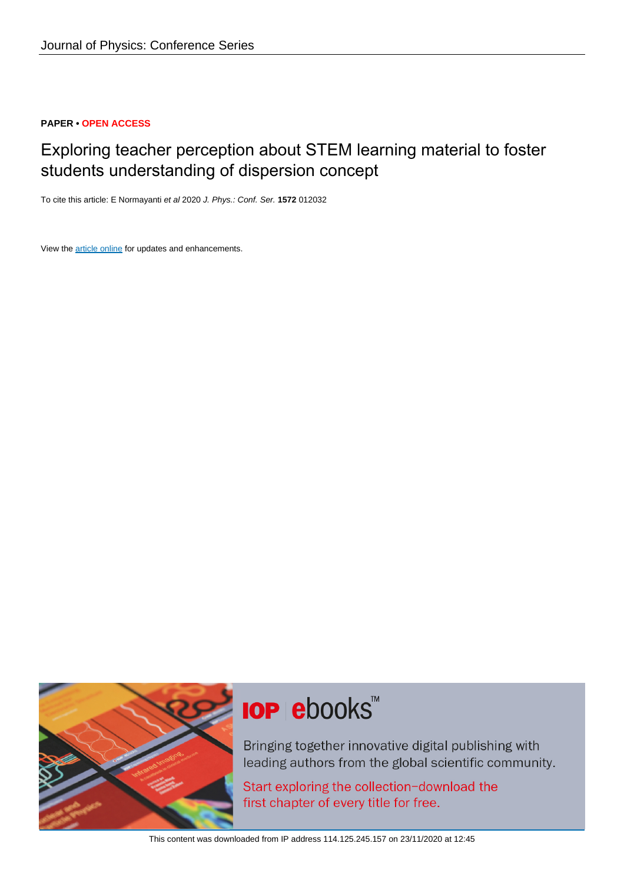Journal of Physics: Conference Series

**PAPER • OPEN ACCESS**

# Exploring teacher perception about STEM learning material to foster students understanding of dispersion concept

To cite this article: E Normayanti *et al* 2020 *J. Phys.: Conf. Ser.* **1572** 012032

View the article online for updates and enhancements.

This content was downloaded from IP address 114.125.245.157 on 23/11/2020 at 12:45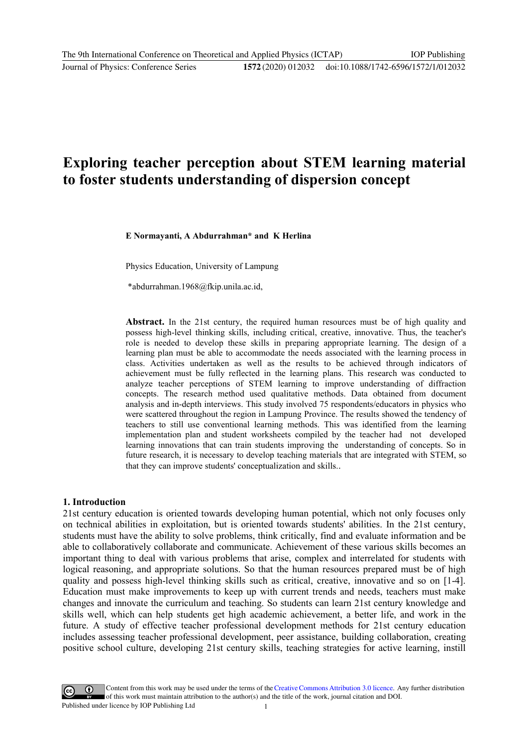# Exploring teacher perception about STEM learning material to foster students understanding of dispersion concept

**E Normayanti, A Abdurrahman\* and K Herlina**

Physics Education, University of Lampung

\*abdurrahman.1968@fkip.unila.ac.id,

**Abstract.** In the 21st century, the required human resources must be of high quality and possess high-level thinking skills, including critical, creative, innovative. Thus, the teacher's role is needed to develop these skills in preparing appropriate learning. The design of a learning plan must be able to accommodate the needs associated with the learning process in class. Activities undertaken as well as the results to be achieved through indicators of achievement must be fully reflected in the learning plans. This research was conducted to analyze teacher perceptions of STEM learning to improve understanding of diffraction concepts. The research method used qualitative methods. Data obtained from document analysis and in-depth interviews. This study involved 75 respondents/educators in physics who were scattered throughout the region in Lampung Province. The results showed the tendency of teachers to still use conventional learning methods. This was identified from the learning implementation plan and student worksheets compiled by the teacher had not developed learning innovations that can train students improving the understanding of concepts. So in future research, it is necessary to develop teaching materials that are integrated with STEM, so that they can improve students' conceptualization and skills..

## 1. Introduction

21st century education is oriented towards developing human potential, which not only focuses only on technical abilities in exploitation, but is oriented towards students' abilities. In the 21st century, students must have the ability to solve problems, think critically, find and evaluate information and be able to collaboratively collaborate and communicate. Achievement of these various skills becomes an important thing to deal with various problems that arise, complex and interrelated for students with logical reasoning, and appropriate solutions. So that the human resources prepared must be of high quality and possess high-level thinking skills such as critical, creative, innovative and so on [1-4]. Education must make improvements to keep up with current trends and needs, teachers must make changes and innovate the curriculum and teaching. So students can learn 21st century knowledge and skills well, which can help students get high academic achievement, a better life, and work in the future. A study of effective teacher professional development methods for 21st century education includes assessing teacher professional development, peer assistance, building collaboration, creating positive school culture, developing 21st century skills, teaching strategies for active learning, instill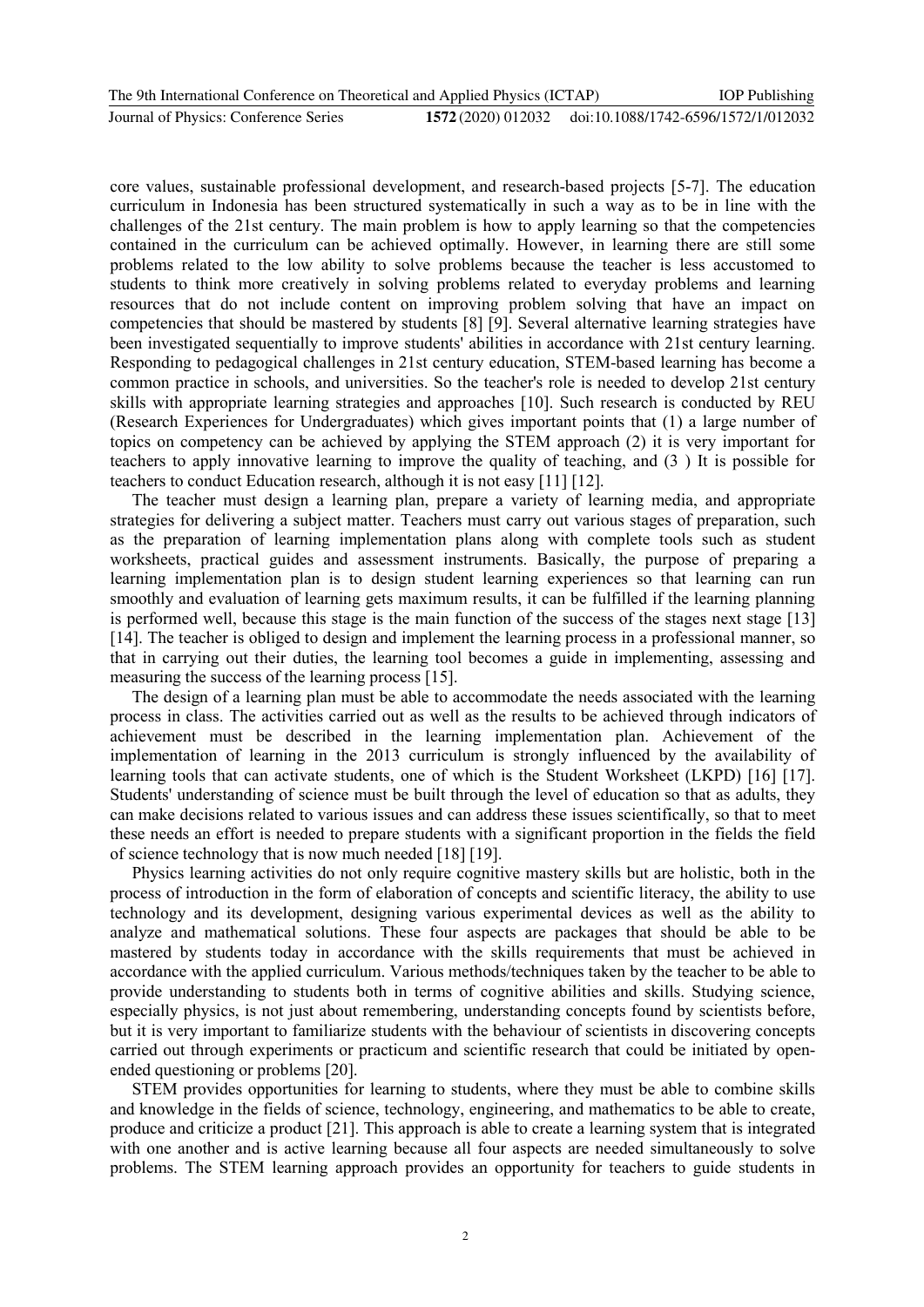core values, sustainable professional development, and research-based projects [5-7]. The education curriculum in Indonesia has been structured systematically in such a way as to be in line with the challenges of the 21st century. The main problem is how to apply learning so that the competencies contained in the curriculum can be achieved optimally. However, in learning there are still some problems related to the low ability to solve problems because the teacher is less accustomed to students to think more creatively in solving problems related to everyday problems and learning resources that do not include content on improving problem solving that have an impact on competencies that should be mastered by students [8] [9]. Several alternative learning strategies have been investigated sequentially to improve students' abilities in accordance with 21st century learning. Responding to pedagogical challenges in 21st century education, STEM-based learning has become a common practice in schools, and universities. So the teacher's role is needed to develop 21st century skills with appropriate learning strategies and approaches [10]. Such research is conducted by REU (Research Experiences for Undergraduates) which gives important points that (1) a large number of topics on competency can be achieved by applying the STEM approach (2) it is very important for teachers to apply innovative learning to improve the quality of teaching, and (3 ) It is possible for teachers to conduct Education research, although it is not easy [11] [12].

The teacher must design a learning plan, prepare a variety of learning media, and appropriate strategies for delivering a subject matter. Teachers must carry out various stages of preparation, such as the preparation of learning implementation plans along with complete tools such as student worksheets, practical guides and assessment instruments. Basically, the purpose of preparing a learning implementation plan is to design student learning experiences so that learning can run smoothly and evaluation of learning gets maximum results, it can be fulfilled if the learning planning is performed well, because this stage is the main function of the success of the stages next stage [13] [14]. The teacher is obliged to design and implement the learning process in a professional manner, so that in carrying out their duties, the learning tool becomes a guide in implementing, assessing and measuring the success of the learning process [15].

The design of a learning plan must be able to accommodate the needs associated with the learning process in class. The activities carried out as well as the results to be achieved through indicators of achievement must be described in the learning implementation plan. Achievement of the implementation of learning in the 2013 curriculum is strongly influenced by the availability of learning tools that can activate students, one of which is the Student Worksheet (LKPD) [16] [17]. Students' understanding of science must be built through the level of education so that as adults, they can make decisions related to various issues and can address these issues scientifically, so that to meet these needs an effort is needed to prepare students with a significant proportion in the fields the field of science technology that is now much needed [18] [19].

Physics learning activities do not only require cognitive mastery skills but are holistic, both in the process of introduction in the form of elaboration of concepts and scientific literacy, the ability to use technology and its development, designing various experimental devices as well as the ability to analyze and mathematical solutions. These four aspects are packages that should be able to be mastered by students today in accordance with the skills requirements that must be achieved in accordance with the applied curriculum. Various methods/techniques taken by the teacher to be able to provide understanding to students both in terms of cognitive abilities and skills. Studying science, especially physics, is not just about remembering, understanding concepts found by scientists before, but it is very important to familiarize students with the behaviour of scientists in discovering concepts carried out through experiments or practicum and scientific research that could be initiated by open-ended questioning or problems [20].

STEM provides opportunities for learning to students, where they must be able to combine skills and knowledge in the fields of science, technology, engineering, and mathematics to be able to create, produce and criticize a product [21]. This approach is able to create a learning system that is integrated with one another and is active learning because all four aspects are needed simultaneously to solve problems. The STEM learning approach provides an opportunity for teachers to guide students in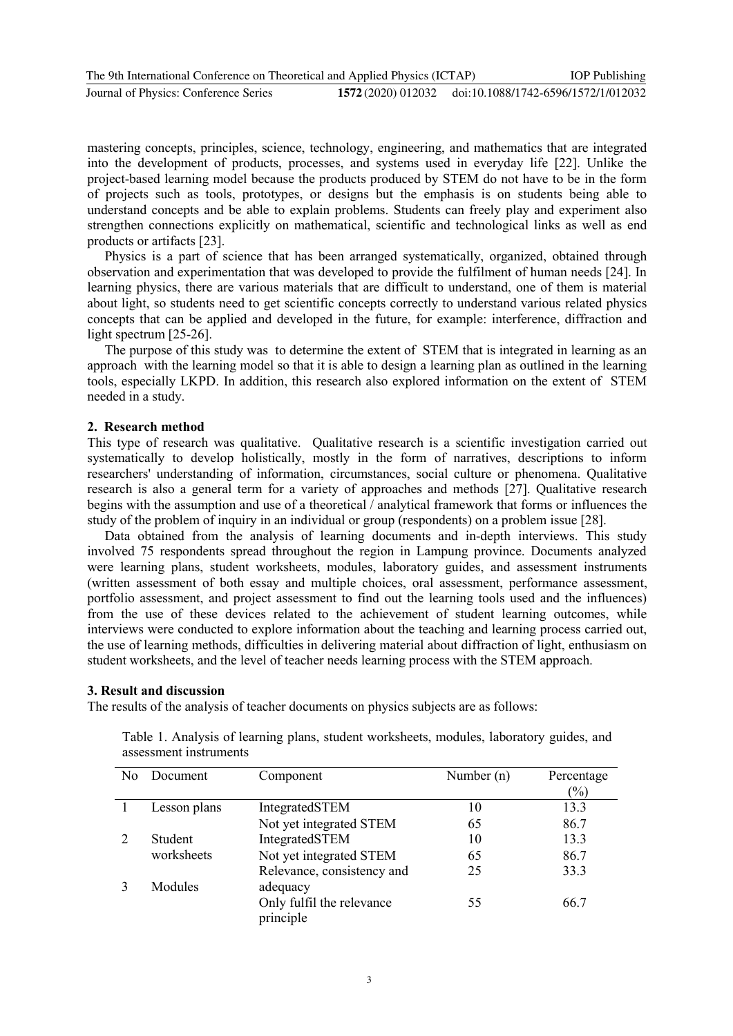mastering concepts, principles, science, technology, engineering, and mathematics that are integrated into the development of products, processes, and systems used in everyday life [22]. Unlike the project-based learning model because the products produced by STEM do not have to be in the form of projects such as tools, prototypes, or designs but the emphasis is on students being able to understand concepts and be able to explain problems. Students can freely play and experiment also strengthen connections explicitly on mathematical, scientific and technological links as well as end products or artifacts [23].

Physics is a part of science that has been arranged systematically, organized, obtained through observation and experimentation that was developed to provide the fulfilment of human needs [24]. In learning physics, there are various materials that are difficult to understand, one of them is material about light, so students need to get scientific concepts correctly to understand various related physics concepts that can be applied and developed in the future, for example: interference, diffraction and light spectrum [25-26].

The purpose of this study was to determine the extent of STEM that is integrated in learning as an approach with the learning model so that it is able to design a learning plan as outlined in the learning tools, especially LKPD. In addition, this research also explored information on the extent of STEM needed in a study.

## 2. Research method

This type of research was qualitative. Qualitative research is a scientific investigation carried out systematically to develop holistically, mostly in the form of narratives, descriptions to inform researchers' understanding of information, circumstances, social culture or phenomena. Qualitative research is also a general term for a variety of approaches and methods [27]. Qualitative research begins with the assumption and use of a theoretical / analytical framework that forms or influences the study of the problem of inquiry in an individual or group (respondents) on a problem issue [28].

Data obtained from the analysis of learning documents and in-depth interviews. This study involved 75 respondents spread throughout the region in Lampung province. Documents analyzed were learning plans, student worksheets, modules, laboratory guides, and assessment instruments (written assessment of both essay and multiple choices, oral assessment, performance assessment, portfolio assessment, and project assessment to find out the learning tools used and the influences) from the use of these devices related to the achievement of student learning outcomes, while interviews were conducted to explore information about the teaching and learning process carried out, the use of learning methods, difficulties in delivering material about diffraction of light, enthusiasm on student worksheets, and the level of teacher needs learning process with the STEM approach.

## 3. Result and discussion

The results of the analysis of teacher documents on physics subjects are as follows:

Table 1. Analysis of learning plans, student worksheets, modules, laboratory guides, and assessment instruments

| No | Document | Component | Number (n) | Percentage (%) |
|---|---|---|---|---|
| 1 | Lesson plans | IntegratedSTEM | 10 | 13.3 |
| | | Not yet integrated STEM | 65 | 86.7 |
| 2 | Student worksheets | IntegratedSTEM | 10 | 13.3 |
| | | Not yet integrated STEM | 65 | 86.7 |
| 3 | Modules | Relevance, consistency and adequacy | 25 | 33.3 |
| | | Only fulfil the relevance principle | 55 | 66.7 |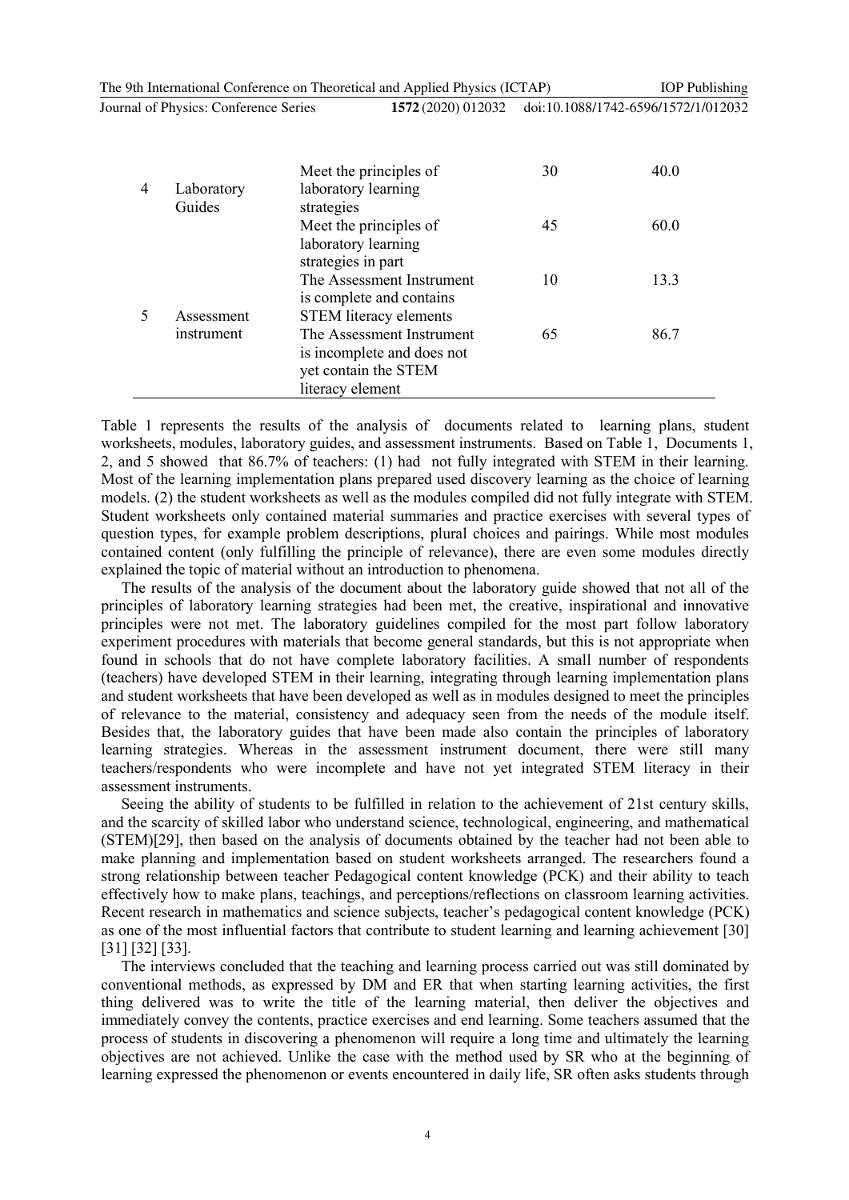| | | | | |
|---|---|---|---|---|
| 4 | Laboratory Guides | Meet the principles of laboratory learning strategies | 30 | 40.0 |
| | | Meet the principles of laboratory learning strategies in part | 45 | 60.0 |
| 5 | Assessment instrument | The Assessment Instrument is complete and contains STEM literacy elements | 10 | 13.3 |
| | | The Assessment Instrument is incomplete and does not yet contain the STEM literacy element | 65 | 86.7 |

Table 1 represents the results of the analysis of documents related to learning plans, student worksheets, modules, laboratory guides, and assessment instruments. Based on Table 1, Documents 1, 2, and 5 showed that 86.7% of teachers: (1) had not fully integrated with STEM in their learning. Most of the learning implementation plans prepared used discovery learning as the choice of learning models. (2) the student worksheets as well as the modules compiled did not fully integrate with STEM. Student worksheets only contained material summaries and practice exercises with several types of question types, for example problem descriptions, plural choices and pairings. While most modules contained content (only fulfilling the principle of relevance), there are even some modules directly explained the topic of material without an introduction to phenomena.

The results of the analysis of the document about the laboratory guide showed that not all of the principles of laboratory learning strategies had been met, the creative, inspirational and innovative principles were not met. The laboratory guidelines compiled for the most part follow laboratory experiment procedures with materials that become general standards, but this is not appropriate when found in schools that do not have complete laboratory facilities. A small number of respondents (teachers) have developed STEM in their learning, integrating through learning implementation plans and student worksheets that have been developed as well as in modules designed to meet the principles of relevance to the material, consistency and adequacy seen from the needs of the module itself. Besides that, the laboratory guides that have been made also contain the principles of laboratory learning strategies. Whereas in the assessment instrument document, there were still many teachers/respondents who were incomplete and have not yet integrated STEM literacy in their assessment instruments.

Seeing the ability of students to be fulfilled in relation to the achievement of 21st century skills, and the scarcity of skilled labor who understand science, technological, engineering, and mathematical (STEM)[29], then based on the analysis of documents obtained by the teacher had not been able to make planning and implementation based on student worksheets arranged. The researchers found a strong relationship between teacher Pedagogical content knowledge (PCK) and their ability to teach effectively how to make plans, teachings, and perceptions/reflections on classroom learning activities. Recent research in mathematics and science subjects, teacher's pedagogical content knowledge (PCK) as one of the most influential factors that contribute to student learning and learning achievement [30] [31] [32] [33].

The interviews concluded that the teaching and learning process carried out was still dominated by conventional methods, as expressed by DM and ER that when starting learning activities, the first thing delivered was to write the title of the learning material, then deliver the objectives and immediately convey the contents, practice exercises and end learning. Some teachers assumed that the process of students in discovering a phenomenon will require a long time and ultimately the learning objectives are not achieved. Unlike the case with the method used by SR who at the beginning of learning expressed the phenomenon or events encountered in daily life, SR often asks students through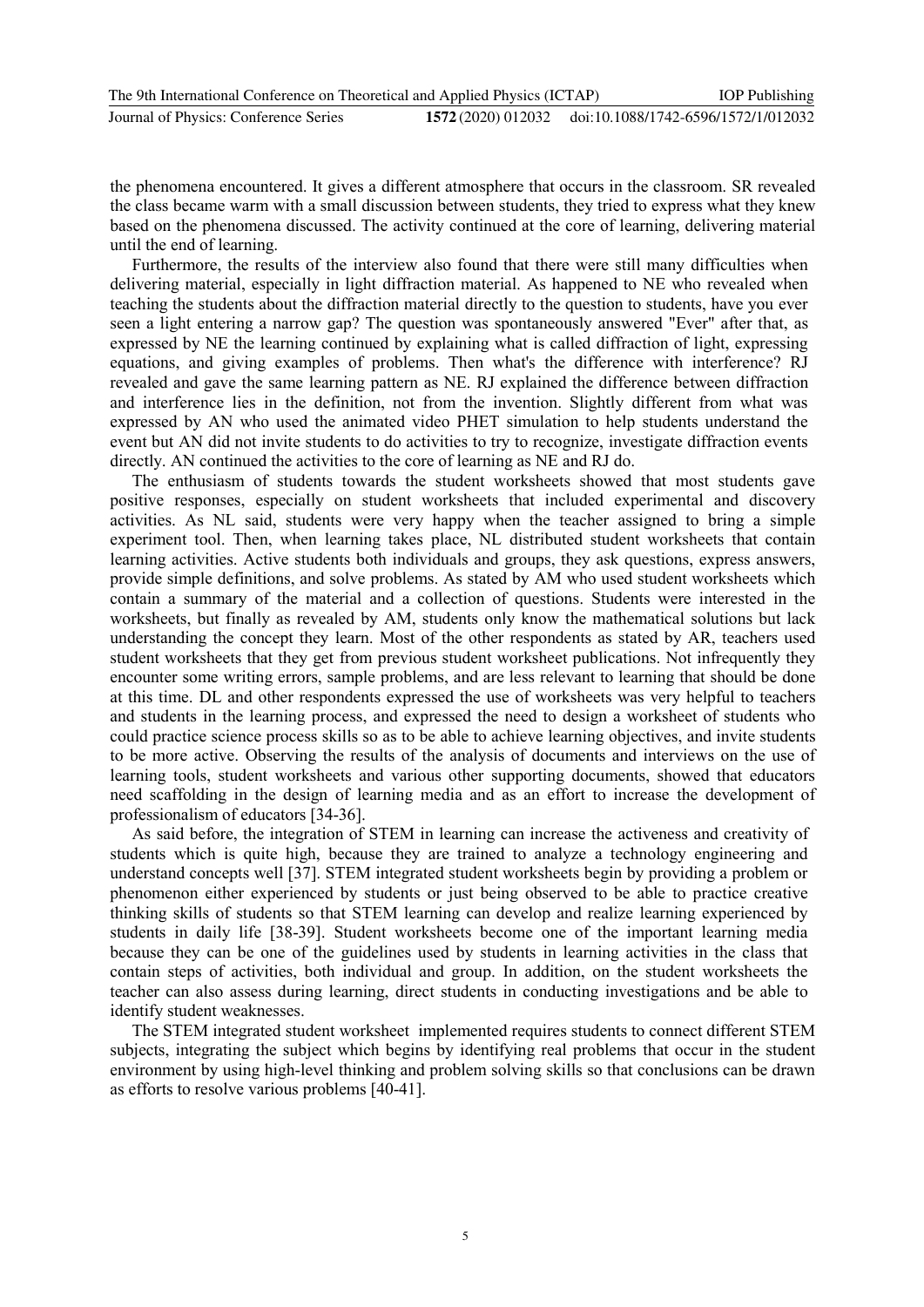the phenomena encountered. It gives a different atmosphere that occurs in the classroom. SR revealed the class became warm with a small discussion between students, they tried to express what they knew based on the phenomena discussed. The activity continued at the core of learning, delivering material until the end of learning.

Furthermore, the results of the interview also found that there were still many difficulties when delivering material, especially in light diffraction material. As happened to NE who revealed when teaching the students about the diffraction material directly to the question to students, have you ever seen a light entering a narrow gap? The question was spontaneously answered "Ever" after that, as expressed by NE the learning continued by explaining what is called diffraction of light, expressing equations, and giving examples of problems. Then what's the difference with interference? RJ revealed and gave the same learning pattern as NE. RJ explained the difference between diffraction and interference lies in the definition, not from the invention. Slightly different from what was expressed by AN who used the animated video PHET simulation to help students understand the event but AN did not invite students to do activities to try to recognize, investigate diffraction events directly. AN continued the activities to the core of learning as NE and RJ do.

The enthusiasm of students towards the student worksheets showed that most students gave positive responses, especially on student worksheets that included experimental and discovery activities. As NL said, students were very happy when the teacher assigned to bring a simple experiment tool. Then, when learning takes place, NL distributed student worksheets that contain learning activities. Active students both individuals and groups, they ask questions, express answers, provide simple definitions, and solve problems. As stated by AM who used student worksheets which contain a summary of the material and a collection of questions. Students were interested in the worksheets, but finally as revealed by AM, students only know the mathematical solutions but lack understanding the concept they learn. Most of the other respondents as stated by AR, teachers used student worksheets that they get from previous student worksheet publications. Not infrequently they encounter some writing errors, sample problems, and are less relevant to learning that should be done at this time. DL and other respondents expressed the use of worksheets was very helpful to teachers and students in the learning process, and expressed the need to design a worksheet of students who could practice science process skills so as to be able to achieve learning objectives, and invite students to be more active. Observing the results of the analysis of documents and interviews on the use of learning tools, student worksheets and various other supporting documents, showed that educators need scaffolding in the design of learning media and as an effort to increase the development of professionalism of educators [34-36].

As said before, the integration of STEM in learning can increase the activeness and creativity of students which is quite high, because they are trained to analyze a technology engineering and understand concepts well [37]. STEM integrated student worksheets begin by providing a problem or phenomenon either experienced by students or just being observed to be able to practice creative thinking skills of students so that STEM learning can develop and realize learning experienced by students in daily life [38-39]. Student worksheets become one of the important learning media because they can be one of the guidelines used by students in learning activities in the class that contain steps of activities, both individual and group. In addition, on the student worksheets the teacher can also assess during learning, direct students in conducting investigations and be able to identify student weaknesses.

The STEM integrated student worksheet implemented requires students to connect different STEM subjects, integrating the subject which begins by identifying real problems that occur in the student environment by using high-level thinking and problem solving skills so that conclusions can be drawn as efforts to resolve various problems [40-41].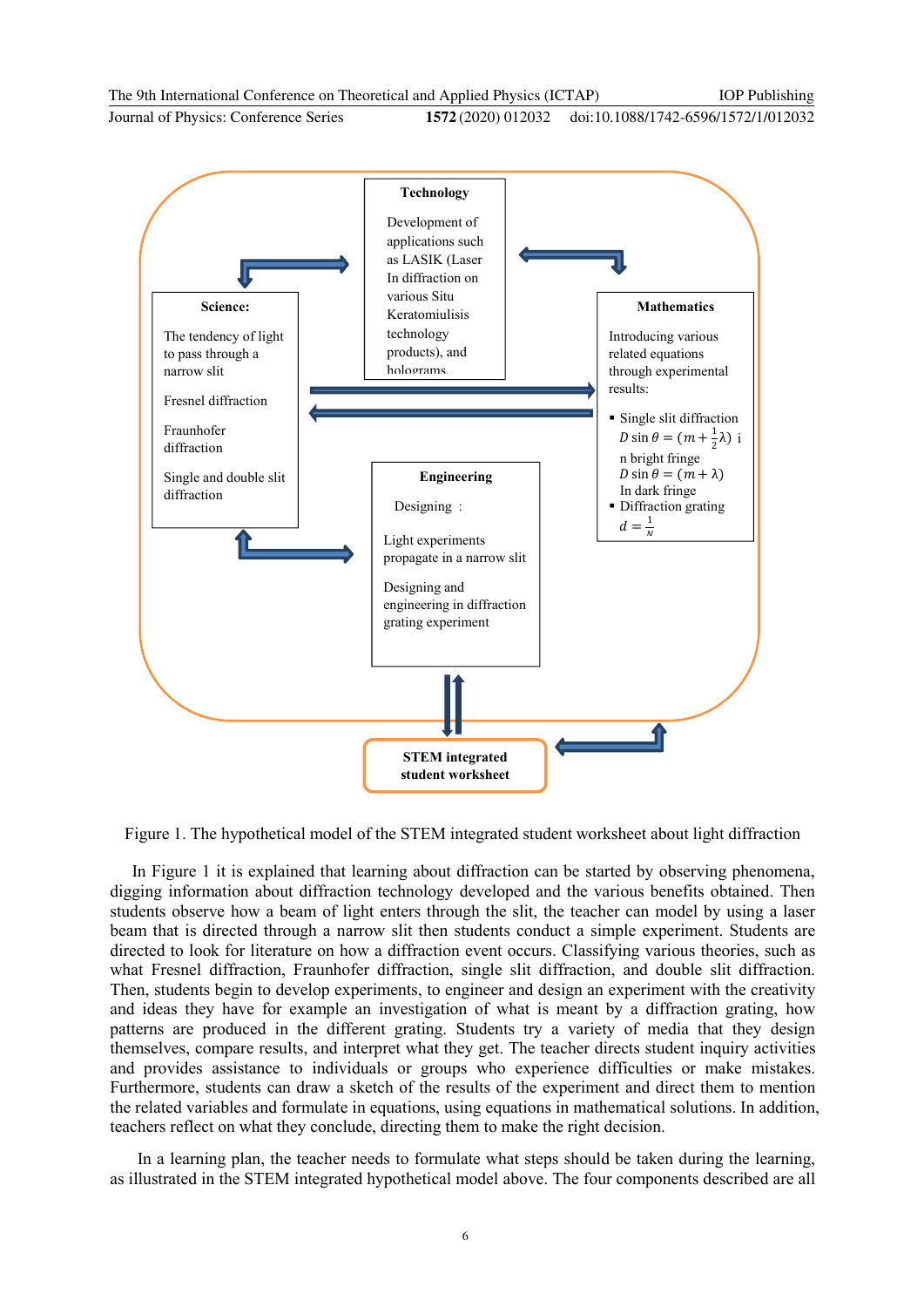**Technology**

Development of applications such as LASIK (Laser In diffraction on various Situ Keratomiulisis technology products), and holograms.

**Science:**

The tendency of light to pass through a narrow slit

Fresnel diffraction

Fraunhofer diffraction

Single and double slit diffraction

**Mathematics**

Introducing various related equations through experimental results:

- Single slit diffraction
  $D \sin\theta = (m + \frac{1}{2}\lambda)$ in bright fringe
  $D \sin\theta = (m + \lambda)$
  In dark fringe
- Diffraction grating
  $d = \frac{1}{N}$

**Engineering**

Designing :

Light experiments propagate in a narrow slit

Designing and engineering in diffraction grating experiment

**STEM integrated student worksheet**

Figure 1. The hypothetical model of the STEM integrated student worksheet about light diffraction

In Figure 1 it is explained that learning about diffraction can be started by observing phenomena, digging information about diffraction technology developed and the various benefits obtained. Then students observe how a beam of light enters through the slit, the teacher can model by using a laser beam that is directed through a narrow slit then students conduct a simple experiment. Students are directed to look for literature on how a diffraction event occurs. Classifying various theories, such as what Fresnel diffraction, Fraunhofer diffraction, single slit diffraction, and double slit diffraction. Then, students begin to develop experiments, to engineer and design an experiment with the creativity and ideas they have for example an investigation of what is meant by a diffraction grating, how patterns are produced in the different grating. Students try a variety of media that they design themselves, compare results, and interpret what they get. The teacher directs student inquiry activities and provides assistance to individuals or groups who experience difficulties or make mistakes. Furthermore, students can draw a sketch of the results of the experiment and direct them to mention the related variables and formulate in equations, using equations in mathematical solutions. In addition, teachers reflect on what they conclude, directing them to make the right decision.

In a learning plan, the teacher needs to formulate what steps should be taken during the learning, as illustrated in the STEM integrated hypothetical model above. The four components described are all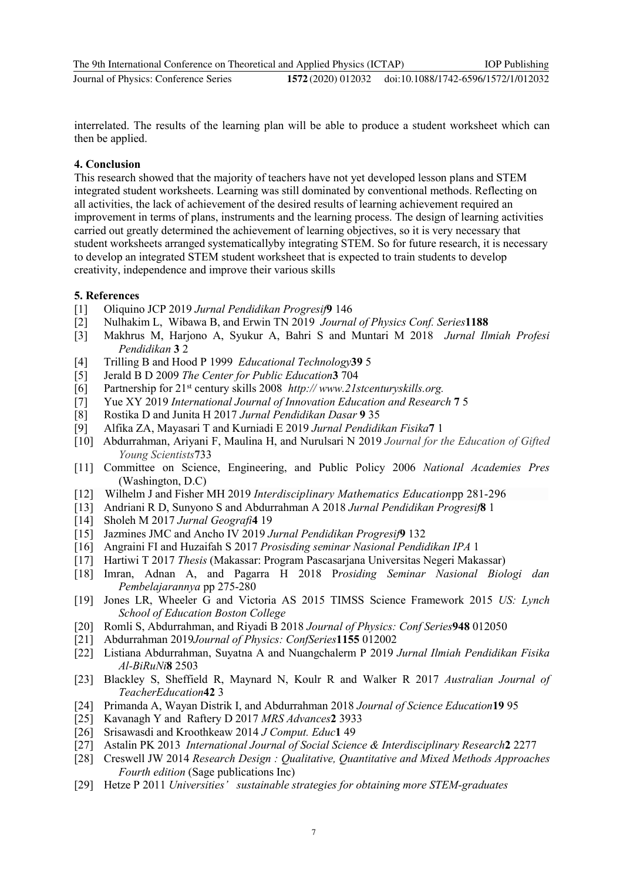interrelated. The results of the learning plan will be able to produce a student worksheet which can then be applied.

## 4. Conclusion

This research showed that the majority of teachers have not yet developed lesson plans and STEM integrated student worksheets. Learning was still dominated by conventional methods. Reflecting on all activities, the lack of achievement of the desired results of learning achievement required an improvement in terms of plans, instruments and the learning process. The design of learning activities carried out greatly determined the achievement of learning objectives, so it is very necessary that student worksheets arranged systematicallyby integrating STEM. So for future research, it is necessary to develop an integrated STEM student worksheet that is expected to train students to develop creativity, independence and improve their various skills

## 5. References

[1] Oliquino JCP 2019 *Jurnal Pendidikan Progresif* **9** 146

[2] Nulhakim L, Wibawa B, and Erwin TN 2019 *Journal of Physics Conf. Series* **1188**

[3] Makhrus M, Harjono A, Syukur A, Bahri S and Muntari M 2018 *Jurnal Ilmiah Profesi Pendidikan* **3** 2

[4] Trilling B and Hood P 1999 *Educational Technology* **39** 5

[5] Jerald B D 2009 *The Center for Public Education* **3** 704

[6] Partnership for 21st century skills 2008 *http:// www.21stcenturyskills.org.*

[7] Yue XY 2019 *International Journal of Innovation Education and Research* **7** 5

[8] Rostika D and Junita H 2017 *Jurnal Pendidikan Dasar* **9** 35

[9] Alfika ZA, Mayasari T and Kurniadi E 2019 *Jurnal Pendidikan Fisika* **7** 1

[10] Abdurrahman, Ariyani F, Maulina H, and Nurulsari N 2019 *Journal for the Education of Gifted Young Scientists* 733

[11] Committee on Science, Engineering, and Public Policy 2006 *National Academies Pres* (Washington, D.C)

[12] Wilhelm J and Fisher MH 2019 *Interdisciplinary Mathematics Education* pp 281-296

[13] Andriani R D, Sunyono S and Abdurrahman A 2018 *Jurnal Pendidikan Progresif* **8** 1

[14] Sholeh M 2017 *Jurnal Geografi* **4** 19

[15] Jazmines JMC and Ancho IV 2019 *Jurnal Pendidikan Progresif* **9** 132

[16] Angraini FI and Huzaifah S 2017 *Prosisding seminar Nasional Pendidikan IPA* 1

[17] Hartiwi T 2017 *Thesis* (Makassar: Program Pascasarjana Universitas Negeri Makassar)

[18] Imran, Adnan A, and Pagarra H 2018 P*rosiding Seminar Nasional Biologi dan Pembelajarannya* pp 275-280

[19] Jones LR, Wheeler G and Victoria AS 2015 TIMSS Science Framework 2015 *US: Lynch School of Education Boston College*

[20] Romli S, Abdurrahman, and Riyadi B 2018 *Journal of Physics: Conf Series* **948** 012050

[21] Abdurrahman 2019 *Journal of Physics: ConfSeries* **1155** 012002

[22] Listiana Abdurrahman, Suyatna A and Nuangchalerm P 2019 *Jurnal Ilmiah Pendidikan Fisika Al-BiRuNi* **8** 2503

[23] Blackley S, Sheffield R, Maynard N, Koulr R and Walker R 2017 *Australian Journal of TeacherEducation* **42** 3

[24] Primanda A, Wayan Distrik I, and Abdurrahman 2018 *Journal of Science Education* **19** 95

[25] Kavanagh Y and Raftery D 2017 *MRS Advances* **2** 3933

[26] Srisawasdi and Kroothkeaw 2014 *J Comput. Educ* **1** 49

[27] Astalin PK 2013 *International Journal of Social Science & Interdisciplinary Research* **2** 2277

[28] Creswell JW 2014 *Research Design : Qualitative, Quantitative and Mixed Methods Approaches Fourth edition* (Sage publications Inc)

[29] Hetze P 2011 *Universities' sustainable strategies for obtaining more STEM-graduates*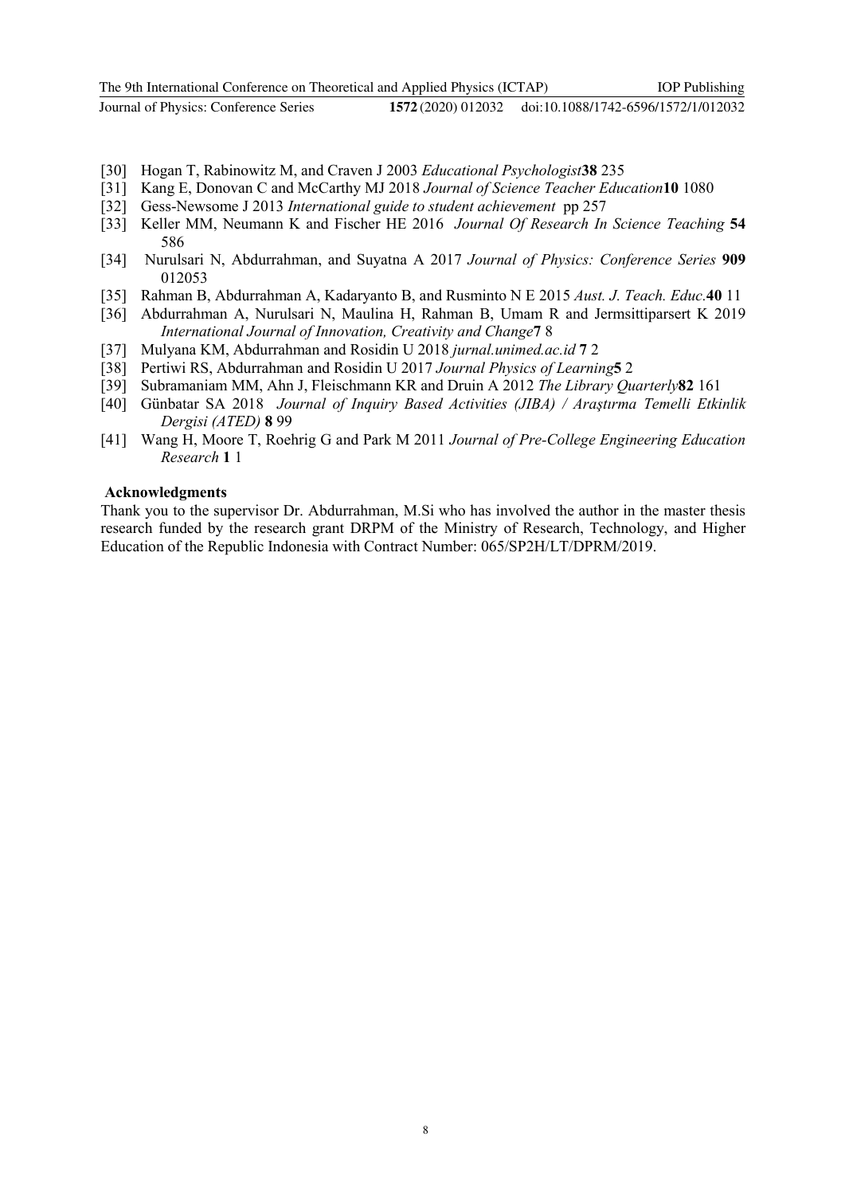[30] Hogan T, Rabinowitz M, and Craven J 2003 *Educational Psychologist* **38** 235

[31] Kang E, Donovan C and McCarthy MJ 2018 *Journal of Science Teacher Education* **10** 1080

[32] Gess-Newsome J 2013 *International guide to student achievement* pp 257

[33] Keller MM, Neumann K and Fischer HE 2016 *Journal Of Research In Science Teaching* **54** 586

[34] Nurulsari N, Abdurrahman, and Suyatna A 2017 *Journal of Physics: Conference Series* **909** 012053

[35] Rahman B, Abdurrahman A, Kadaryanto B, and Rusminto N E 2015 *Aust. J. Teach. Educ.* **40** 11

[36] Abdurrahman A, Nurulsari N, Maulina H, Rahman B, Umam R and Jermsittiparsert K 2019 *International Journal of Innovation, Creativity and Change* **7** 8

[37] Mulyana KM, Abdurrahman and Rosidin U 2018 *jurnal.unimed.ac.id* **7** 2

[38] Pertiwi RS, Abdurrahman and Rosidin U 2017 *Journal Physics of Learning* **5** 2

[39] Subramaniam MM, Ahn J, Fleischmann KR and Druin A 2012 *The Library Quarterly* **82** 161

[40] Günbatar SA 2018 *Journal of Inquiry Based Activities (JIBA) / Araştırma Temelli Etkinlik Dergisi (ATED)* **8** 99

[41] Wang H, Moore T, Roehrig G and Park M 2011 *Journal of Pre-College Engineering Education Research* **1** 1

**Acknowledgments**

Thank you to the supervisor Dr. Abdurrahman, M.Si who has involved the author in the master thesis research funded by the research grant DRPM of the Ministry of Research, Technology, and Higher Education of the Republic Indonesia with Contract Number: 065/SP2H/LT/DPRM/2019.